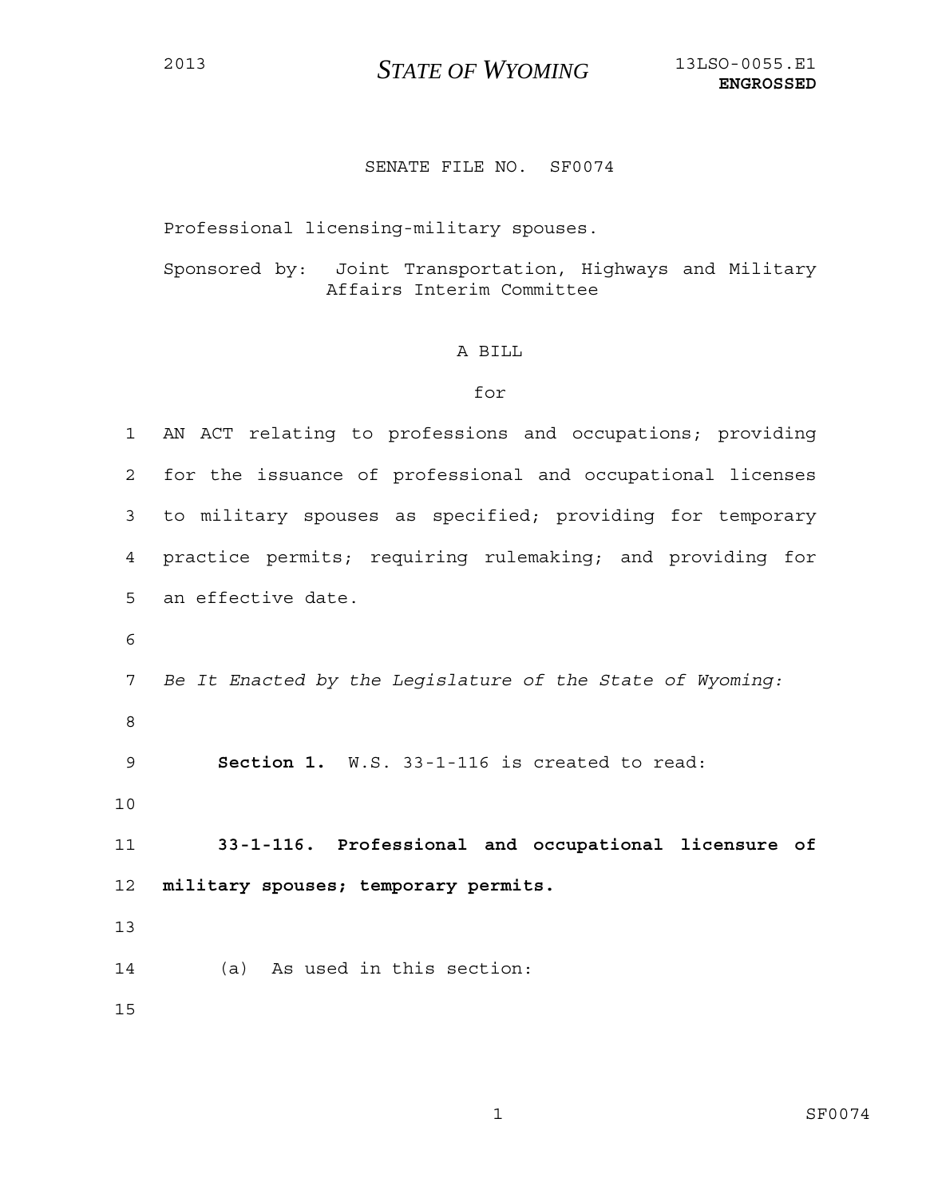2013 **STATE OF WYOMING** 13LSO-0055.E1
**ENGROSSED**

SENATE FILE NO. SF0074

Professional licensing-military spouses.

Sponsored by: Joint Transportation, Highways and Military Affairs Interim Committee

A BILL

for

AN ACT relating to professions and occupations; providing for the issuance of professional and occupational licenses to military spouses as specified; providing for temporary practice permits; requiring rulemaking; and providing for an effective date.

*Be It Enacted by the Legislature of the State of Wyoming:*

**Section 1.** W.S. 33-1-116 is created to read:

**33-1-116. Professional and occupational licensure of military spouses; temporary permits.**

(a) As used in this section: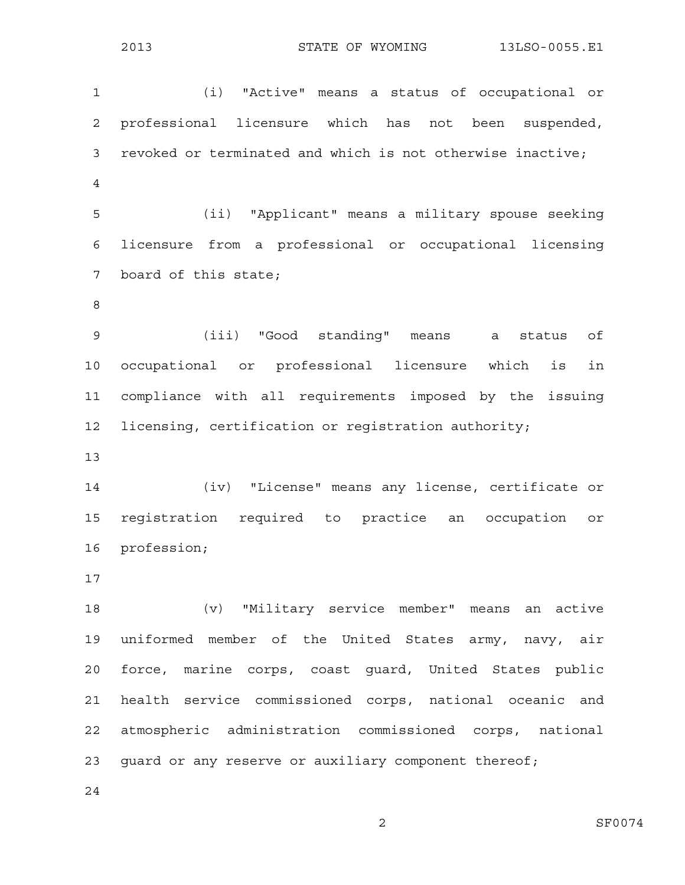(i) "Active" means a status of occupational or professional licensure which has not been suspended, revoked or terminated and which is not otherwise inactive;

(ii) "Applicant" means a military spouse seeking licensure from a professional or occupational licensing board of this state;

(iii) "Good standing" means a status of occupational or professional licensure which is in compliance with all requirements imposed by the issuing licensing, certification or registration authority;

(iv) "License" means any license, certificate or registration required to practice an occupation or profession;

(v) "Military service member" means an active uniformed member of the United States army, navy, air force, marine corps, coast guard, United States public health service commissioned corps, national oceanic and atmospheric administration commissioned corps, national guard or any reserve or auxiliary component thereof;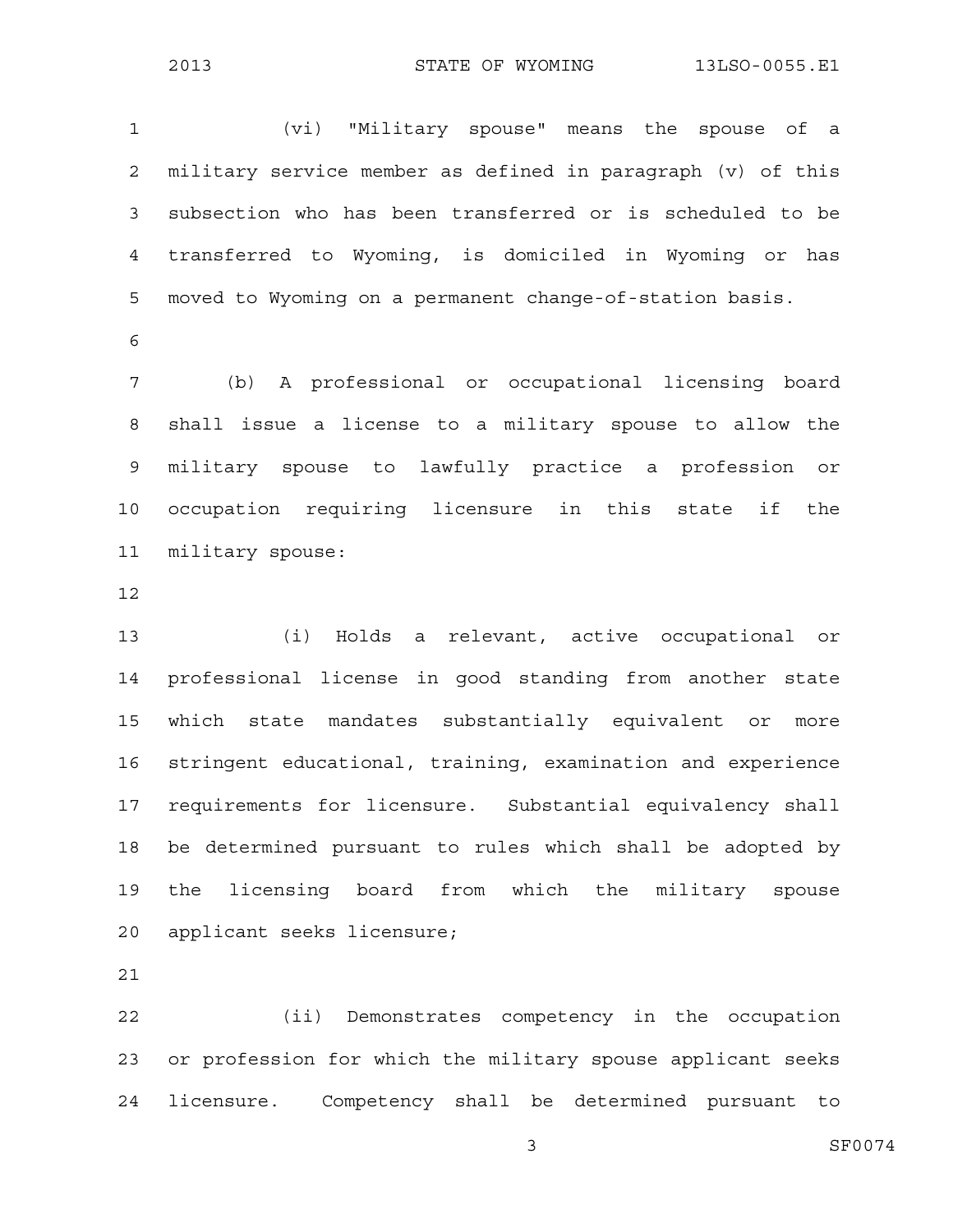(vi) "Military spouse" means the spouse of a military service member as defined in paragraph (v) of this subsection who has been transferred or is scheduled to be transferred to Wyoming, is domiciled in Wyoming or has moved to Wyoming on a permanent change-of-station basis.

(b) A professional or occupational licensing board shall issue a license to a military spouse to allow the military spouse to lawfully practice a profession or occupation requiring licensure in this state if the military spouse:

(i) Holds a relevant, active occupational or professional license in good standing from another state which state mandates substantially equivalent or more stringent educational, training, examination and experience requirements for licensure. Substantial equivalency shall be determined pursuant to rules which shall be adopted by the licensing board from which the military spouse applicant seeks licensure;

(ii) Demonstrates competency in the occupation or profession for which the military spouse applicant seeks licensure. Competency shall be determined pursuant to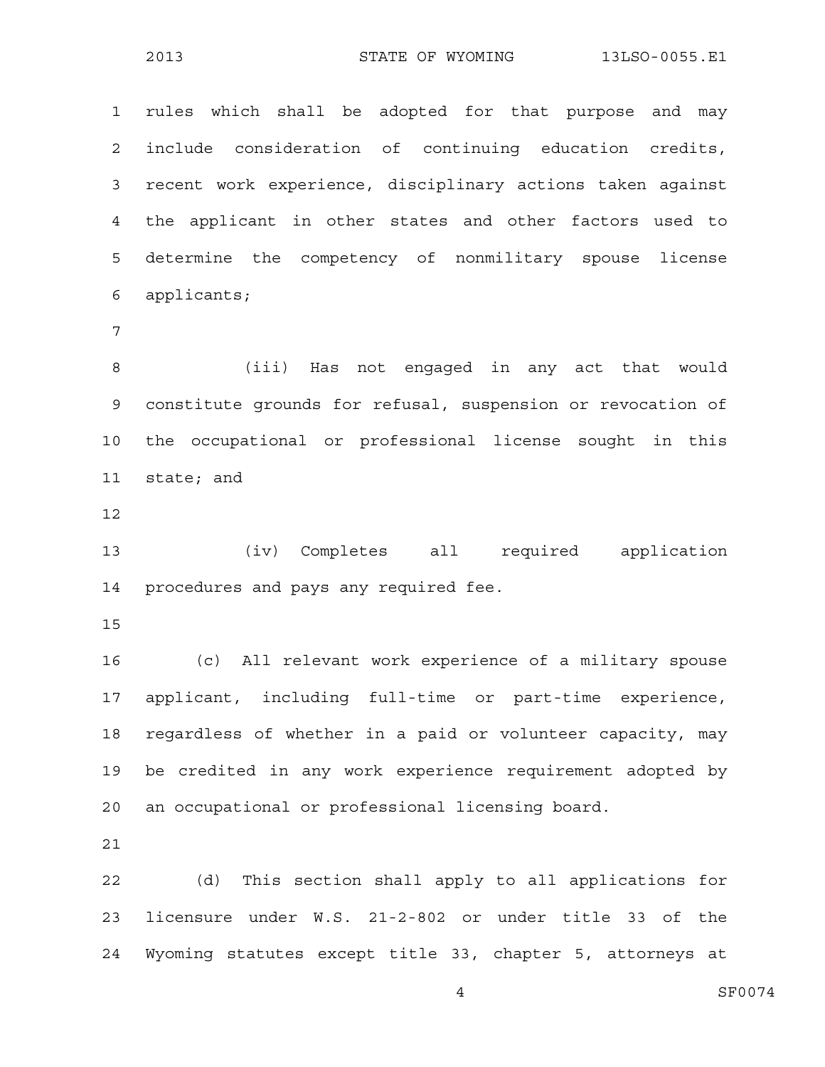rules which shall be adopted for that purpose and may include consideration of continuing education credits, recent work experience, disciplinary actions taken against the applicant in other states and other factors used to determine the competency of nonmilitary spouse license applicants;

(iii) Has not engaged in any act that would constitute grounds for refusal, suspension or revocation of the occupational or professional license sought in this state; and

(iv) Completes all required application procedures and pays any required fee.

(c) All relevant work experience of a military spouse applicant, including full-time or part-time experience, regardless of whether in a paid or volunteer capacity, may be credited in any work experience requirement adopted by an occupational or professional licensing board.

(d) This section shall apply to all applications for licensure under W.S. 21-2-802 or under title 33 of the Wyoming statutes except title 33, chapter 5, attorneys at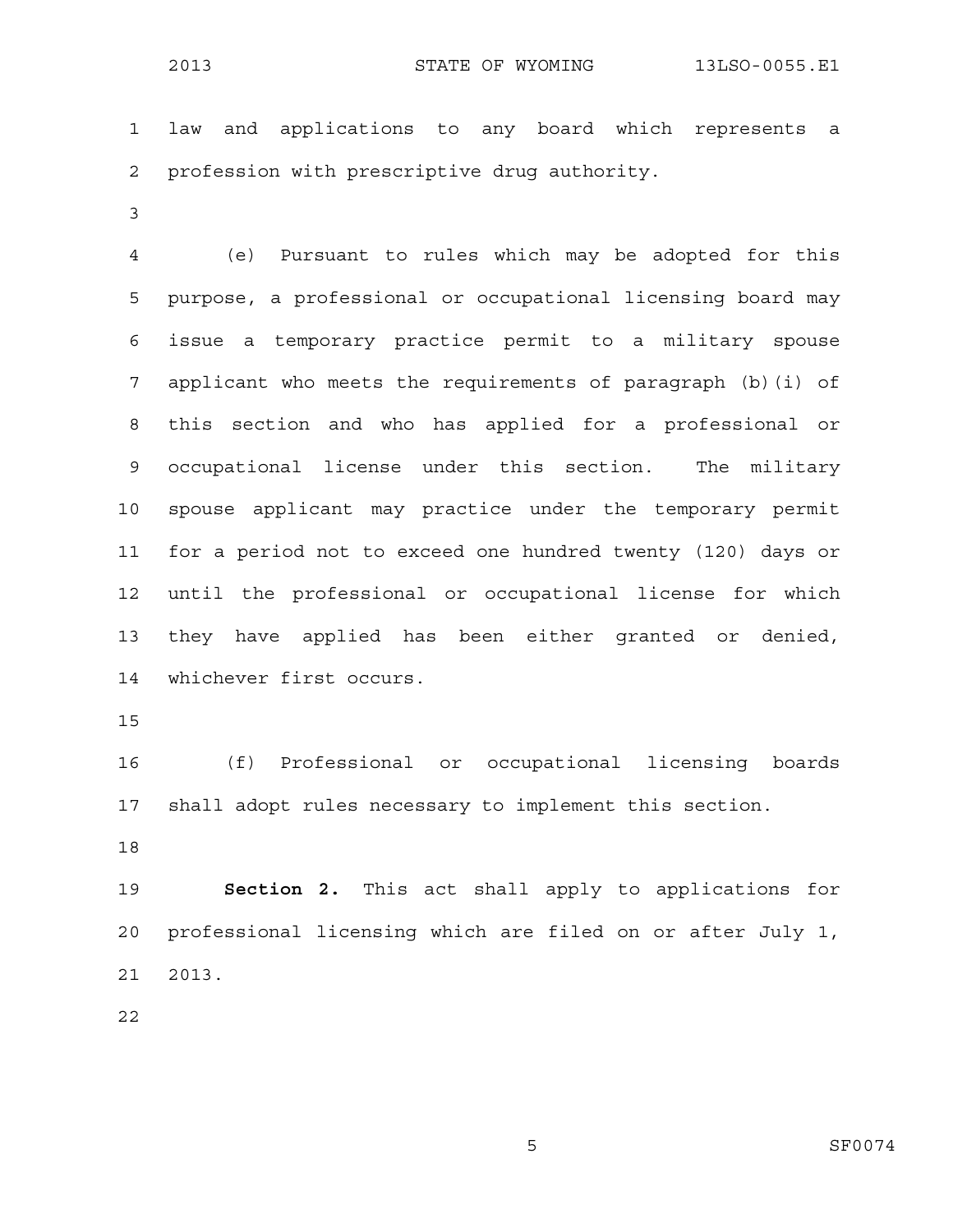law and applications to any board which represents a profession with prescriptive drug authority.

(e) Pursuant to rules which may be adopted for this purpose, a professional or occupational licensing board may issue a temporary practice permit to a military spouse applicant who meets the requirements of paragraph (b)(i) of this section and who has applied for a professional or occupational license under this section. The military spouse applicant may practice under the temporary permit for a period not to exceed one hundred twenty (120) days or until the professional or occupational license for which they have applied has been either granted or denied, whichever first occurs.

(f) Professional or occupational licensing boards shall adopt rules necessary to implement this section.

**Section 2.** This act shall apply to applications for professional licensing which are filed on or after July 1, 2013.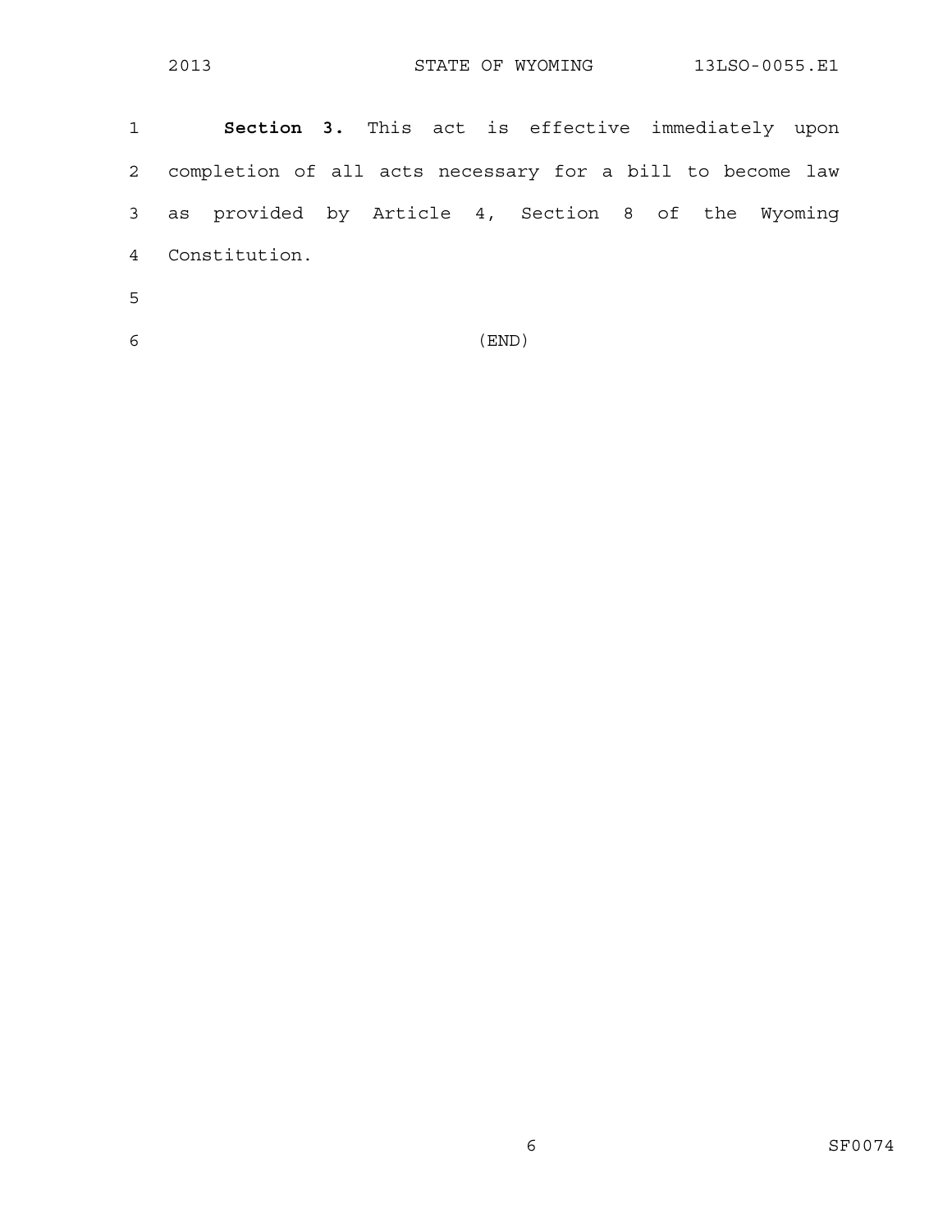**Section 3.** This act is effective immediately upon completion of all acts necessary for a bill to become law as provided by Article 4, Section 8 of the Wyoming Constitution.

(END)